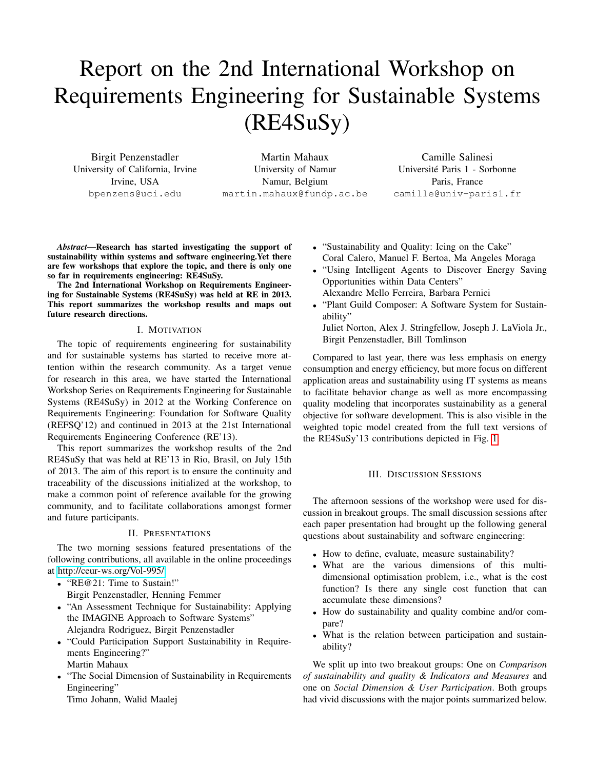# Report on the 2nd International Workshop on Requirements Engineering for Sustainable Systems (RE4SuSy)

Birgit Penzenstadler
University of California, Irvine
Irvine, USA
bpenzens@uci.edu

Martin Mahaux
University of Namur
Namur, Belgium
martin.mahaux@fundp.ac.be

Camille Salinesi
Université Paris 1 - Sorbonne
Paris, France
camille@univ-paris1.fr

***Abstract*—Research has started investigating the support of sustainability within systems and software engineering.Yet there are few workshops that explore the topic, and there is only one so far in requirements engineering: RE4SuSy.**

**The 2nd International Workshop on Requirements Engineering for Sustainable Systems (RE4SuSy) was held at RE in 2013. This report summarizes the workshop results and maps out future research directions.**

## I. Motivation

The topic of requirements engineering for sustainability and for sustainable systems has started to receive more attention within the research community. As a target venue for research in this area, we have started the International Workshop Series on Requirements Engineering for Sustainable Systems (RE4SuSy) in 2012 at the Working Conference on Requirements Engineering: Foundation for Software Quality (REFSQ'12) and continued in 2013 at the 21st International Requirements Engineering Conference (RE'13).

This report summarizes the workshop results of the 2nd RE4SuSy that was held at RE'13 in Rio, Brasil, on July 15th of 2013. The aim of this report is to ensure the continuity and traceability of the discussions initialized at the workshop, to make a common point of reference available for the growing community, and to facilitate collaborations amongst former and future participants.

## II. Presentations

The two morning sessions featured presentations of the following contributions, all available in the online proceedings at http://ceur-ws.org/Vol-995/

- "RE@21: Time to Sustain!"
  Birgit Penzenstadler, Henning Femmer
- "An Assessment Technique for Sustainability: Applying the IMAGINE Approach to Software Systems"
  Alejandra Rodriguez, Birgit Penzenstadler
- "Could Participation Support Sustainability in Requirements Engineering?"
  Martin Mahaux
- "The Social Dimension of Sustainability in Requirements Engineering"
  Timo Johann, Walid Maalej
- "Sustainability and Quality: Icing on the Cake"
  Coral Calero, Manuel F. Bertoa, Ma Angeles Moraga
- "Using Intelligent Agents to Discover Energy Saving Opportunities within Data Centers"
  Alexandre Mello Ferreira, Barbara Pernici
- "Plant Guild Composer: A Software System for Sustainability"
  Juliet Norton, Alex J. Stringfellow, Joseph J. LaViola Jr., Birgit Penzenstadler, Bill Tomlinson

Compared to last year, there was less emphasis on energy consumption and energy efficiency, but more focus on different application areas and sustainability using IT systems as means to facilitate behavior change as well as more encompassing quality modeling that incorporates sustainability as a general objective for software development. This is also visible in the weighted topic model created from the full text versions of the RE4SuSy'13 contributions depicted in Fig. 1.

## III. Discussion Sessions

The afternoon sessions of the workshop were used for discussion in breakout groups. The small discussion sessions after each paper presentation had brought up the following general questions about sustainability and software engineering:

- How to define, evaluate, measure sustainability?
- What are the various dimensions of this multi-dimensional optimisation problem, i.e., what is the cost function? Is there any single cost function that can accumulate these dimensions?
- How do sustainability and quality combine and/or compare?
- What is the relation between participation and sustainability?

We split up into two breakout groups: One on *Comparison of sustainability and quality & Indicators and Measures* and one on *Social Dimension & User Participation*. Both groups had vivid discussions with the major points summarized below.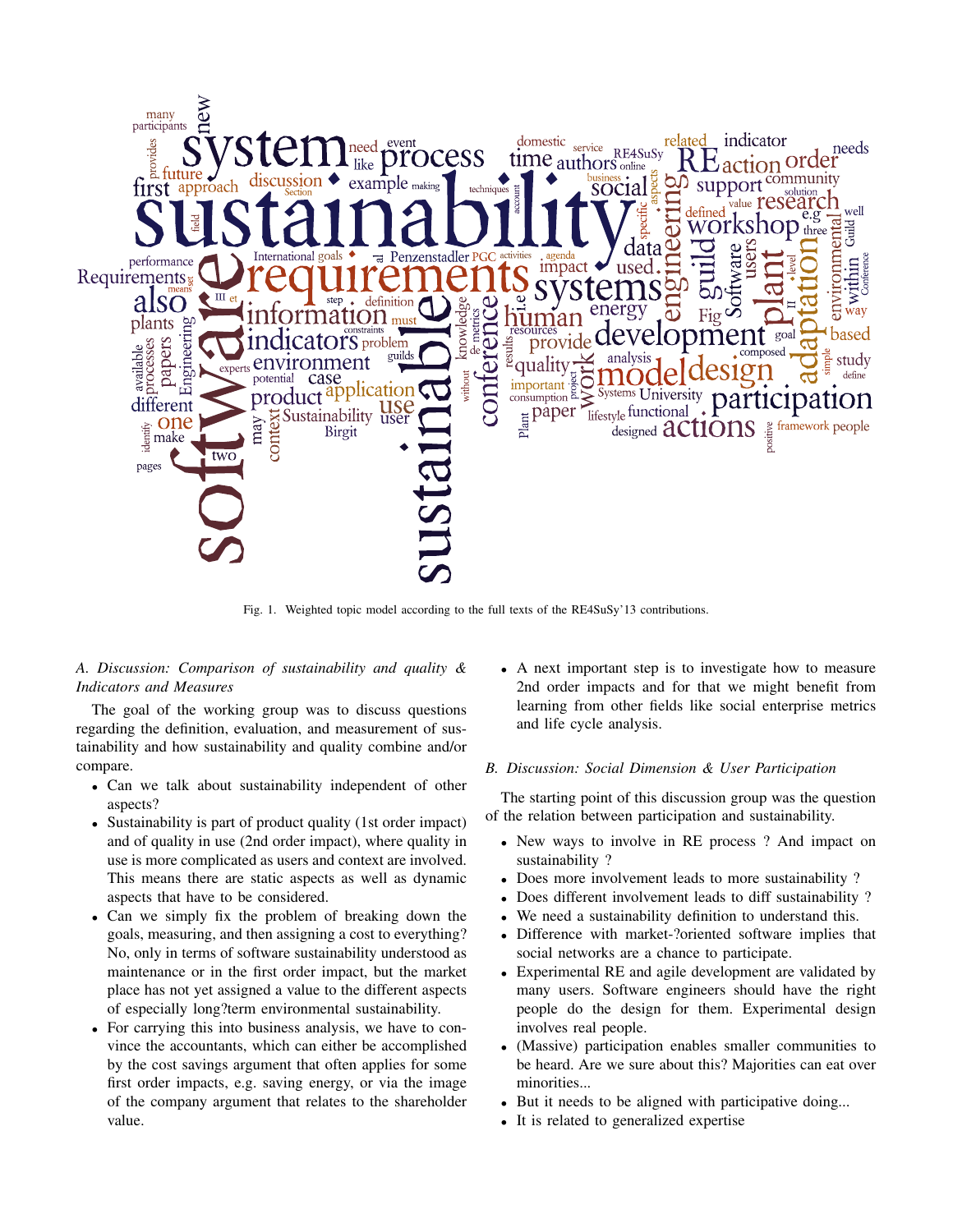Fig. 1. Weighted topic model according to the full texts of the RE4SuSy'13 contributions.

### A. Discussion: Comparison of sustainability and quality & Indicators and Measures

The goal of the working group was to discuss questions regarding the definition, evaluation, and measurement of sustainability and how sustainability and quality combine and/or compare.

- Can we talk about sustainability independent of other aspects?
- Sustainability is part of product quality (1st order impact) and of quality in use (2nd order impact), where quality in use is more complicated as users and context are involved. This means there are static aspects as well as dynamic aspects that have to be considered.
- Can we simply fix the problem of breaking down the goals, measuring, and then assigning a cost to everything? No, only in terms of software sustainability understood as maintenance or in the first order impact, but the market place has not yet assigned a value to the different aspects of especially long?term environmental sustainability.
- For carrying this into business analysis, we have to convince the accountants, which can either be accomplished by the cost savings argument that often applies for some first order impacts, e.g. saving energy, or via the image of the company argument that relates to the shareholder value.
- A next important step is to investigate how to measure 2nd order impacts and for that we might benefit from learning from other fields like social enterprise metrics and life cycle analysis.

### B. Discussion: Social Dimension & User Participation

The starting point of this discussion group was the question of the relation between participation and sustainability.

- New ways to involve in RE process ? And impact on sustainability ?
- Does more involvement leads to more sustainability ?
- Does different involvement leads to diff sustainability ?
- We need a sustainability definition to understand this.
- Difference with market-?oriented software implies that social networks are a chance to participate.
- Experimental RE and agile development are validated by many users. Software engineers should have the right people do the design for them. Experimental design involves real people.
- (Massive) participation enables smaller communities to be heard. Are we sure about this? Majorities can eat over minorities...
- But it needs to be aligned with participative doing...
- It is related to generalized expertise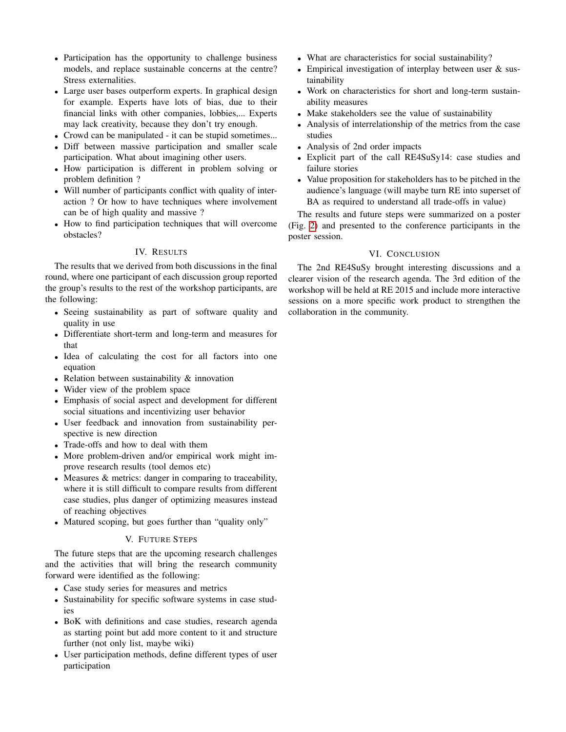- Participation has the opportunity to challenge business models, and replace sustainable concerns at the centre? Stress externalities.
- Large user bases outperform experts. In graphical design for example. Experts have lots of bias, due to their financial links with other companies, lobbies,... Experts may lack creativity, because they don't try enough.
- Crowd can be manipulated - it can be stupid sometimes...
- Diff between massive participation and smaller scale participation. What about imagining other users.
- How participation is different in problem solving or problem definition ?
- Will number of participants conflict with quality of interaction ? Or how to have techniques where involvement can be of high quality and massive ?
- How to find participation techniques that will overcome obstacles?

## IV. Results

The results that we derived from both discussions in the final round, where one participant of each discussion group reported the group's results to the rest of the workshop participants, are the following:

- Seeing sustainability as part of software quality and quality in use
- Differentiate short-term and long-term and measures for that
- Idea of calculating the cost for all factors into one equation
- Relation between sustainability & innovation
- Wider view of the problem space
- Emphasis of social aspect and development for different social situations and incentivizing user behavior
- User feedback and innovation from sustainability perspective is new direction
- Trade-offs and how to deal with them
- More problem-driven and/or empirical work might improve research results (tool demos etc)
- Measures & metrics: danger in comparing to traceability, where it is still difficult to compare results from different case studies, plus danger of optimizing measures instead of reaching objectives
- Matured scoping, but goes further than "quality only"

## V. Future Steps

The future steps that are the upcoming research challenges and the activities that will bring the research community forward were identified as the following:

- Case study series for measures and metrics
- Sustainability for specific software systems in case studies
- BoK with definitions and case studies, research agenda as starting point but add more content to it and structure further (not only list, maybe wiki)
- User participation methods, define different types of user participation
- What are characteristics for social sustainability?
- Empirical investigation of interplay between user & sustainability
- Work on characteristics for short and long-term sustainability measures
- Make stakeholders see the value of sustainability
- Analysis of interrelationship of the metrics from the case studies
- Analysis of 2nd order impacts
- Explicit part of the call RE4SuSy14: case studies and failure stories
- Value proposition for stakeholders has to be pitched in the audience's language (will maybe turn RE into superset of BA as required to understand all trade-offs in value)

The results and future steps were summarized on a poster (Fig. 2) and presented to the conference participants in the poster session.

## VI. Conclusion

The 2nd RE4SuSy brought interesting discussions and a clearer vision of the research agenda. The 3rd edition of the workshop will be held at RE 2015 and include more interactive sessions on a more specific work product to strengthen the collaboration in the community.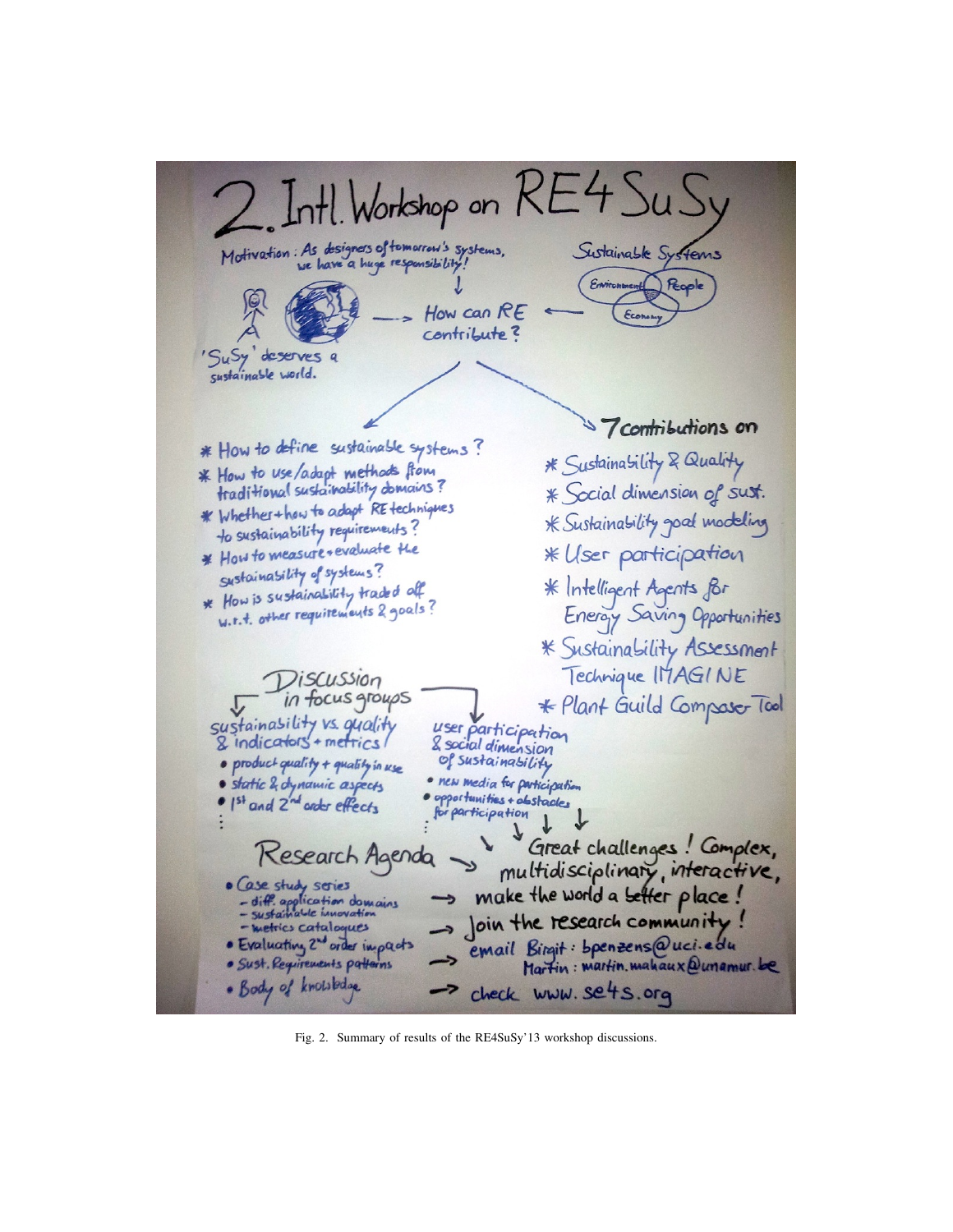2. Intl. Workshop on RE4SuSy

Motivation: As designers of tomorrow's systems, we have a huge responsibility!

Sustainable Systems

Environment

People

Economy

'SuSy' deserves a sustainable world.

How can RE contribute?

* How to define sustainable systems?
* How to use/adapt methods from traditional sustainability domains?
* Whether + how to adapt RE techniques to sustainability requirements?
* How to measure + evaluate the sustainability of systems?
* How is sustainability traded off w.r.t. other requirements & goals?

7 contributions on

* Sustainability & Quality
* Social dimension of sust.
* Sustainability goal modeling
* User participation
* Intelligent Agents for Energy Saving Opportunities
* Sustainability Assessment Technique IMAGINE
* Plant Guild Composer Tool

Discussion in focus groups

sustainability vs. quality & indicators + metrics

- product quality + quality in use
- static & dynamic aspects
- 1st and 2nd order effects

⋮

user participation & social dimension of sustainability

- new media for participation
- opportunities + obstacles for participation

⋮

Research Agenda

- Case study series
  - diff. application domains
  - sustainable innovation
  - metrics catalogues
- Evaluating 2nd order impacts
- Sust. Requirements patterns
- Body of knowledge

Great challenges! Complex, multidisciplinary, interactive,

→ make the world a better place!

→ Join the research community!

→ email Birgit: bpenzens@uci.edu
Martin: martin.mahaux@unamur.be

→ check www.se4s.org

Fig. 2. Summary of results of the RE4SuSy'13 workshop discussions.